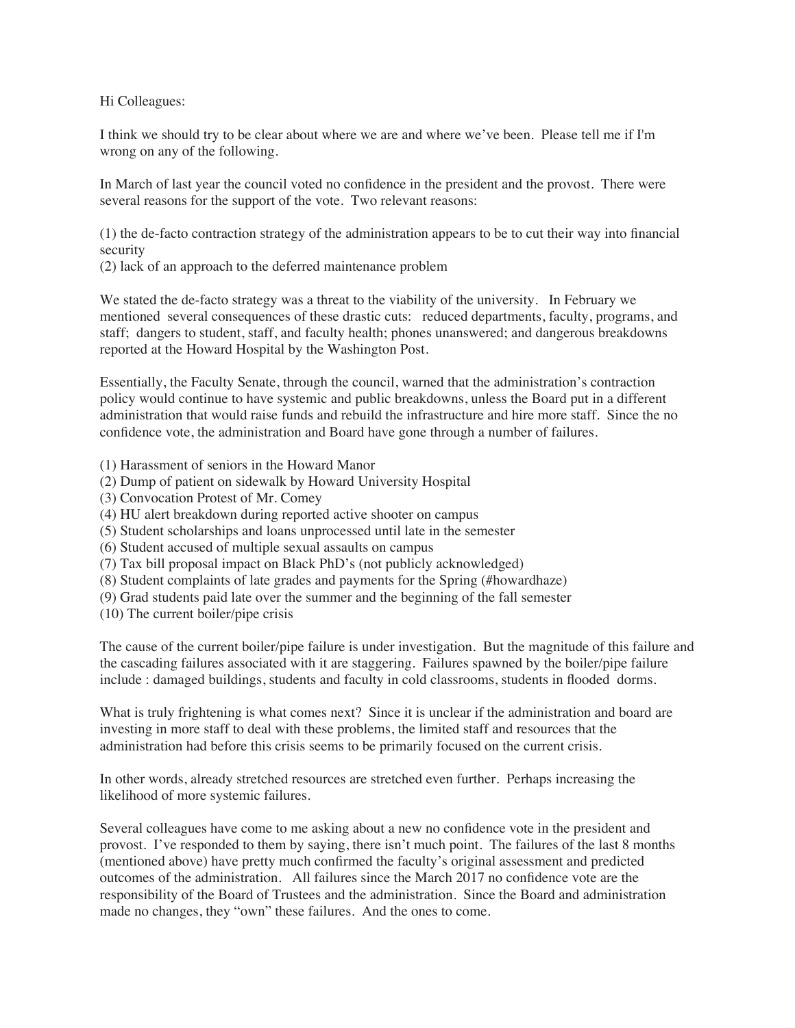Hi Colleagues:

I think we should try to be clear about where we are and where we've been. Please tell me if I'm wrong on any of the following.

In March of last year the council voted no confidence in the president and the provost. There were several reasons for the support of the vote. Two relevant reasons:

(1) the de-facto contraction strategy of the administration appears to be to cut their way into financial security
(2) lack of an approach to the deferred maintenance problem

We stated the de-facto strategy was a threat to the viability of the university. In February we mentioned several consequences of these drastic cuts: reduced departments, faculty, programs, and staff; dangers to student, staff, and faculty health; phones unanswered; and dangerous breakdowns reported at the Howard Hospital by the Washington Post.

Essentially, the Faculty Senate, through the council, warned that the administration's contraction policy would continue to have systemic and public breakdowns, unless the Board put in a different administration that would raise funds and rebuild the infrastructure and hire more staff. Since the no confidence vote, the administration and Board have gone through a number of failures.

(1) Harassment of seniors in the Howard Manor
(2) Dump of patient on sidewalk by Howard University Hospital
(3) Convocation Protest of Mr. Comey
(4) HU alert breakdown during reported active shooter on campus
(5) Student scholarships and loans unprocessed until late in the semester
(6) Student accused of multiple sexual assaults on campus
(7) Tax bill proposal impact on Black PhD's (not publicly acknowledged)
(8) Student complaints of late grades and payments for the Spring (#howardhaze)
(9) Grad students paid late over the summer and the beginning of the fall semester
(10) The current boiler/pipe crisis

The cause of the current boiler/pipe failure is under investigation. But the magnitude of this failure and the cascading failures associated with it are staggering. Failures spawned by the boiler/pipe failure include : damaged buildings, students and faculty in cold classrooms, students in flooded dorms.

What is truly frightening is what comes next? Since it is unclear if the administration and board are investing in more staff to deal with these problems, the limited staff and resources that the administration had before this crisis seems to be primarily focused on the current crisis.

In other words, already stretched resources are stretched even further. Perhaps increasing the likelihood of more systemic failures.

Several colleagues have come to me asking about a new no confidence vote in the president and provost. I've responded to them by saying, there isn't much point. The failures of the last 8 months (mentioned above) have pretty much confirmed the faculty's original assessment and predicted outcomes of the administration. All failures since the March 2017 no confidence vote are the responsibility of the Board of Trustees and the administration. Since the Board and administration made no changes, they "own" these failures. And the ones to come.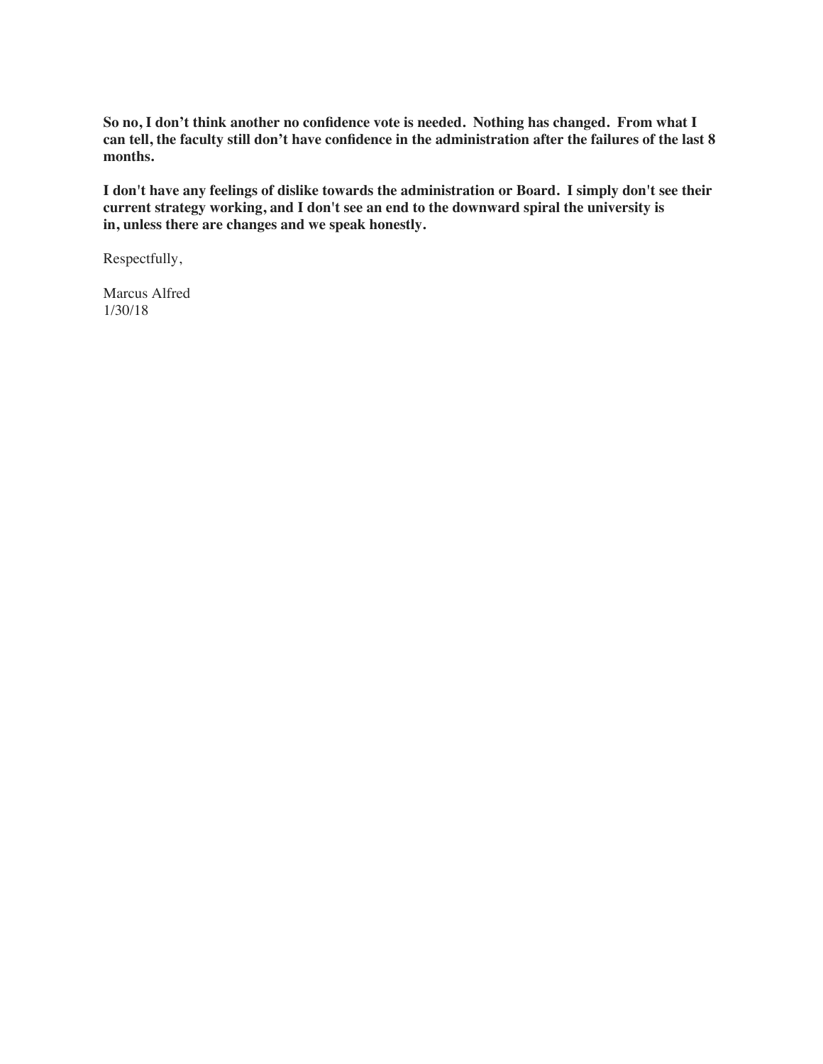**So no, I don't think another no confidence vote is needed. Nothing has changed. From what I can tell, the faculty still don't have confidence in the administration after the failures of the last 8 months.**

**I don't have any feelings of dislike towards the administration or Board. I simply don't see their current strategy working, and I don't see an end to the downward spiral the university is in, unless there are changes and we speak honestly.**

Respectfully,

Marcus Alfred
1/30/18